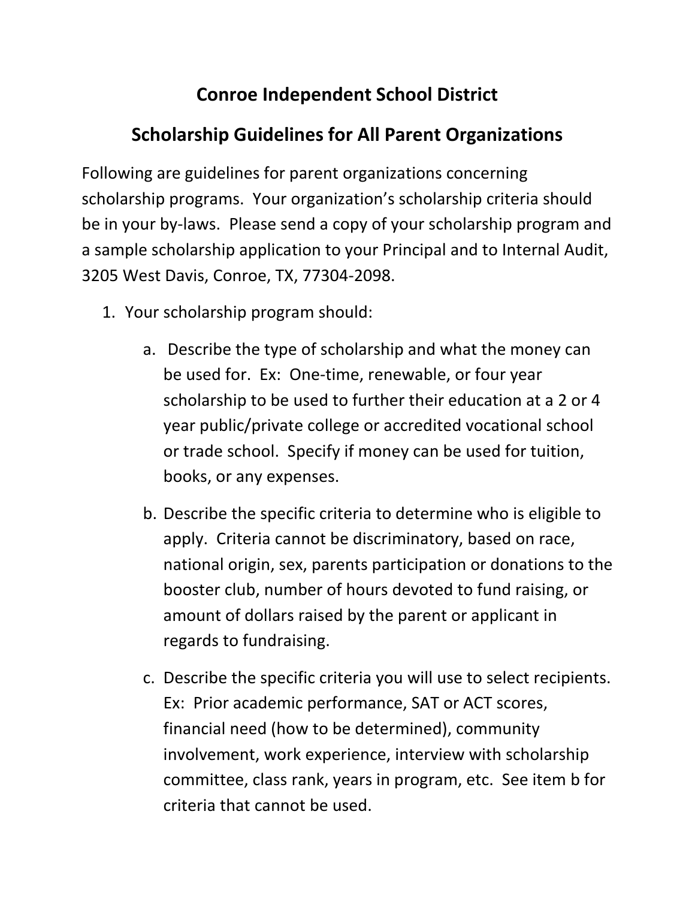# Conroe Independent School District

## Scholarship Guidelines for All Parent Organizations

Following are guidelines for parent organizations concerning scholarship programs. Your organization's scholarship criteria should be in your by-laws. Please send a copy of your scholarship program and a sample scholarship application to your Principal and to Internal Audit, 3205 West Davis, Conroe, TX, 77304-2098.

1. Your scholarship program should:

   a. Describe the type of scholarship and what the money can be used for. Ex: One-time, renewable, or four year scholarship to be used to further their education at a 2 or 4 year public/private college or accredited vocational school or trade school. Specify if money can be used for tuition, books, or any expenses.

   b. Describe the specific criteria to determine who is eligible to apply. Criteria cannot be discriminatory, based on race, national origin, sex, parents participation or donations to the booster club, number of hours devoted to fund raising, or amount of dollars raised by the parent or applicant in regards to fundraising.

   c. Describe the specific criteria you will use to select recipients. Ex: Prior academic performance, SAT or ACT scores, financial need (how to be determined), community involvement, work experience, interview with scholarship committee, class rank, years in program, etc. See item b for criteria that cannot be used.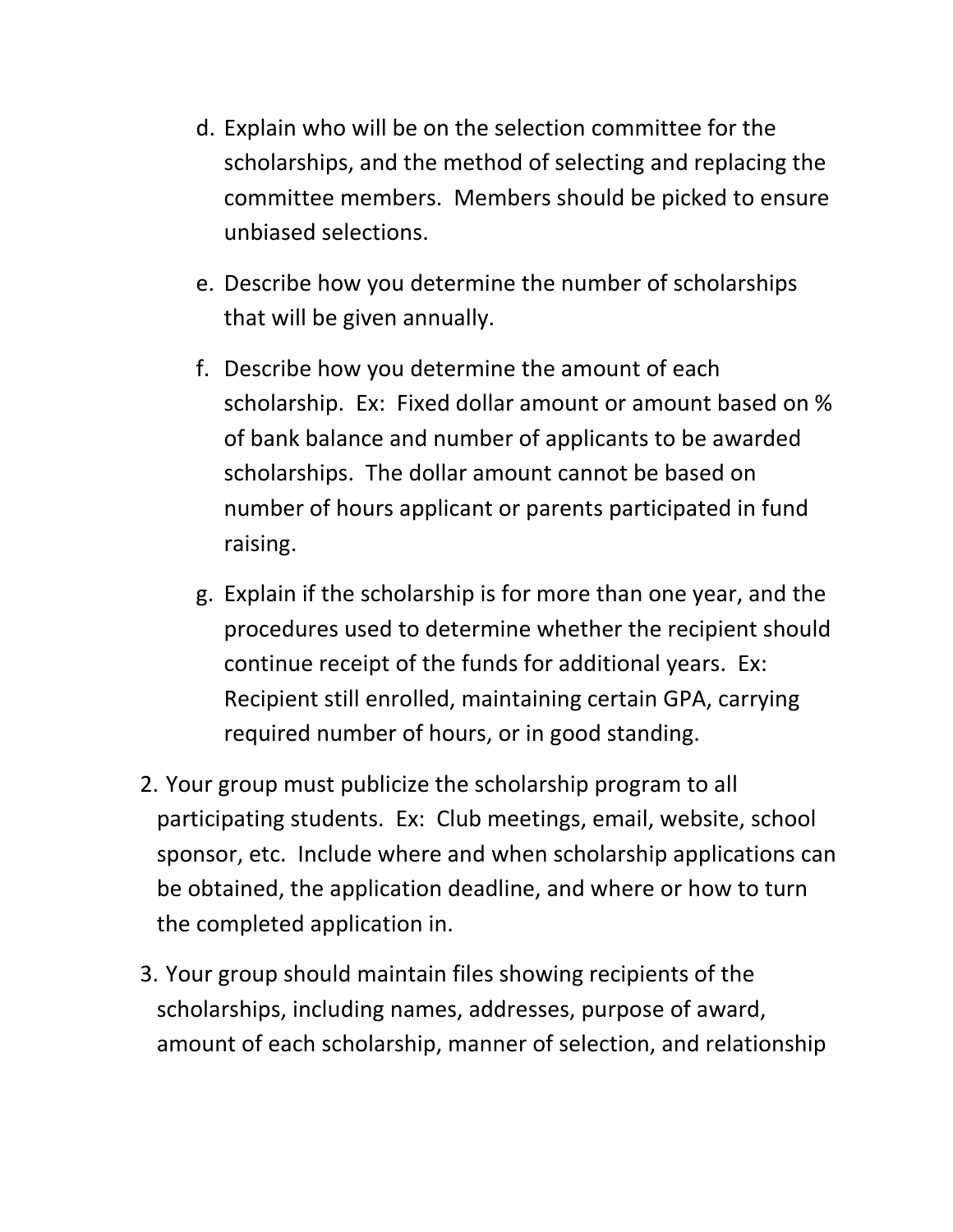d. Explain who will be on the selection committee for the scholarships, and the method of selecting and replacing the committee members. Members should be picked to ensure unbiased selections.

e. Describe how you determine the number of scholarships that will be given annually.

f. Describe how you determine the amount of each scholarship. Ex: Fixed dollar amount or amount based on % of bank balance and number of applicants to be awarded scholarships. The dollar amount cannot be based on number of hours applicant or parents participated in fund raising.

g. Explain if the scholarship is for more than one year, and the procedures used to determine whether the recipient should continue receipt of the funds for additional years. Ex: Recipient still enrolled, maintaining certain GPA, carrying required number of hours, or in good standing.

2. Your group must publicize the scholarship program to all participating students. Ex: Club meetings, email, website, school sponsor, etc. Include where and when scholarship applications can be obtained, the application deadline, and where or how to turn the completed application in.

3. Your group should maintain files showing recipients of the scholarships, including names, addresses, purpose of award, amount of each scholarship, manner of selection, and relationship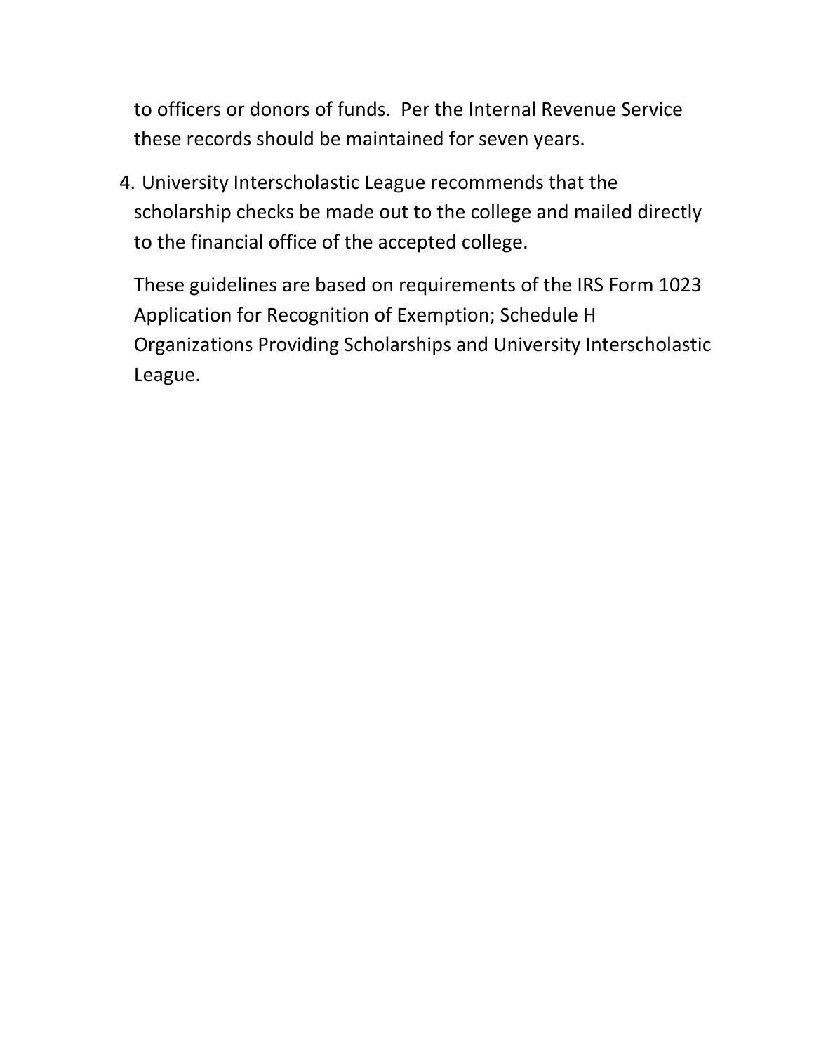to officers or donors of funds. Per the Internal Revenue Service these records should be maintained for seven years.

4. University Interscholastic League recommends that the scholarship checks be made out to the college and mailed directly to the financial office of the accepted college.

These guidelines are based on requirements of the IRS Form 1023 Application for Recognition of Exemption; Schedule H Organizations Providing Scholarships and University Interscholastic League.